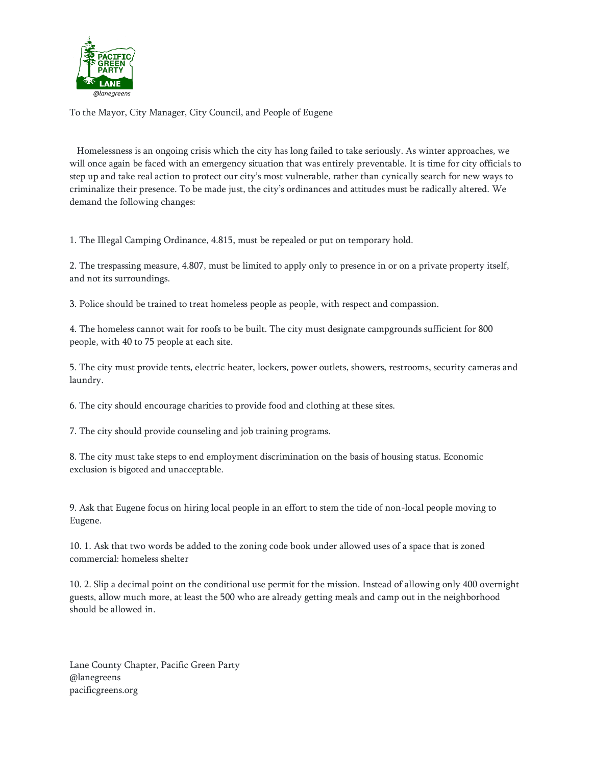To the Mayor, City Manager, City Council, and People of Eugene

Homelessness is an ongoing crisis which the city has long failed to take seriously. As winter approaches, we will once again be faced with an emergency situation that was entirely preventable. It is time for city officials to step up and take real action to protect our city's most vulnerable, rather than cynically search for new ways to criminalize their presence. To be made just, the city's ordinances and attitudes must be radically altered. We demand the following changes:

1. The Illegal Camping Ordinance, 4.815, must be repealed or put on temporary hold.

2. The trespassing measure, 4.807, must be limited to apply only to presence in or on a private property itself, and not its surroundings.

3. Police should be trained to treat homeless people as people, with respect and compassion.

4. The homeless cannot wait for roofs to be built. The city must designate campgrounds sufficient for 800 people, with 40 to 75 people at each site.

5. The city must provide tents, electric heater, lockers, power outlets, showers, restrooms, security cameras and laundry.

6. The city should encourage charities to provide food and clothing at these sites.

7. The city should provide counseling and job training programs.

8. The city must take steps to end employment discrimination on the basis of housing status. Economic exclusion is bigoted and unacceptable.

9. Ask that Eugene focus on hiring local people in an effort to stem the tide of non-local people moving to Eugene.

10. 1. Ask that two words be added to the zoning code book under allowed uses of a space that is zoned commercial: homeless shelter

10. 2. Slip a decimal point on the conditional use permit for the mission. Instead of allowing only 400 overnight guests, allow much more, at least the 500 who are already getting meals and camp out in the neighborhood should be allowed in.

Lane County Chapter, Pacific Green Party
@lanegreens
pacificgreens.org